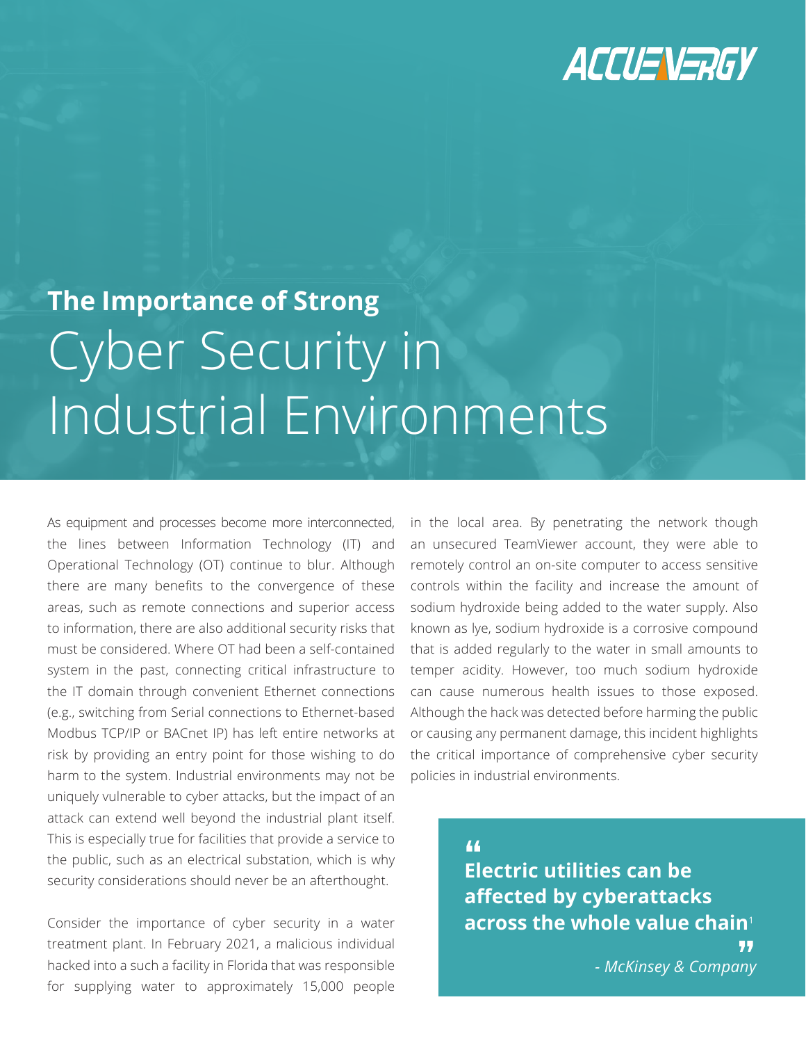# The Importance of Strong Cyber Security in Industrial Environments

As equipment and processes become more interconnected, the lines between Information Technology (IT) and Operational Technology (OT) continue to blur. Although there are many benefits to the convergence of these areas, such as remote connections and superior access to information, there are also additional security risks that must be considered. Where OT had been a self-contained system in the past, connecting critical infrastructure to the IT domain through convenient Ethernet connections (e.g., switching from Serial connections to Ethernet-based Modbus TCP/IP or BACnet IP) has left entire networks at risk by providing an entry point for those wishing to do harm to the system. Industrial environments may not be uniquely vulnerable to cyber attacks, but the impact of an attack can extend well beyond the industrial plant itself. This is especially true for facilities that provide a service to the public, such as an electrical substation, which is why security considerations should never be an afterthought.

Consider the importance of cyber security in a water treatment plant. In February 2021, a malicious individual hacked into a such a facility in Florida that was responsible for supplying water to approximately 15,000 people in the local area. By penetrating the network though an unsecured TeamViewer account, they were able to remotely control an on-site computer to access sensitive controls within the facility and increase the amount of sodium hydroxide being added to the water supply. Also known as lye, sodium hydroxide is a corrosive compound that is added regularly to the water in small amounts to temper acidity. However, too much sodium hydroxide can cause numerous health issues to those exposed. Although the hack was detected before harming the public or causing any permanent damage, this incident highlights the critical importance of comprehensive cyber security policies in industrial environments.

> **"Electric utilities can be affected by cyberattacks across the whole value chain[1]"**
>
> *- McKinsey & Company*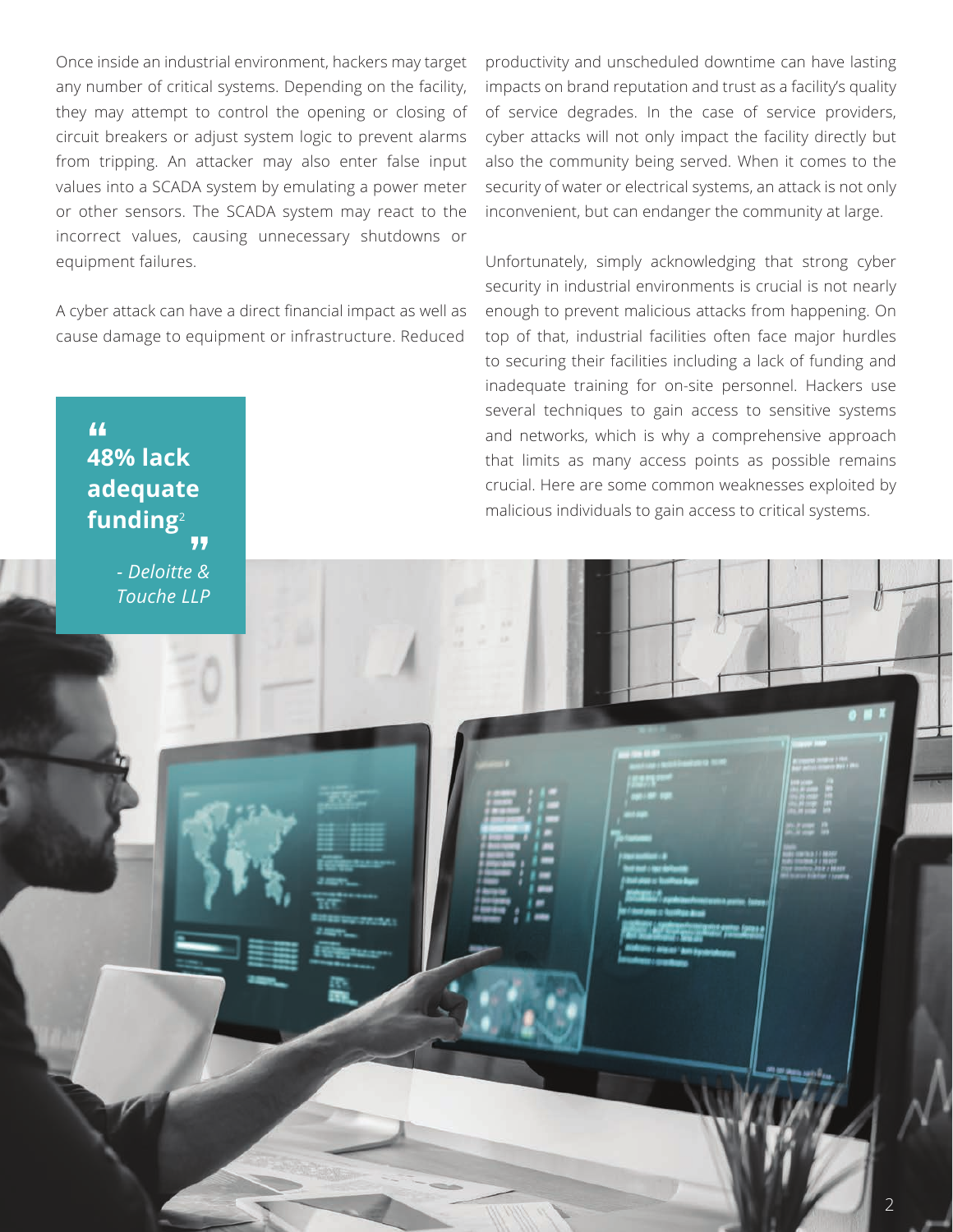Once inside an industrial environment, hackers may target any number of critical systems. Depending on the facility, they may attempt to control the opening or closing of circuit breakers or adjust system logic to prevent alarms from tripping. An attacker may also enter false input values into a SCADA system by emulating a power meter or other sensors. The SCADA system may react to the incorrect values, causing unnecessary shutdowns or equipment failures.

A cyber attack can have a direct financial impact as well as cause damage to equipment or infrastructure. Reduced productivity and unscheduled downtime can have lasting impacts on brand reputation and trust as a facility's quality of service degrades. In the case of service providers, cyber attacks will not only impact the facility directly but also the community being served. When it comes to the security of water or electrical systems, an attack is not only inconvenient, but can endanger the community at large.

> **"48% lack adequate funding[2]"**
>
> *- Deloitte & Touche LLP*

Unfortunately, simply acknowledging that strong cyber security in industrial environments is crucial is not nearly enough to prevent malicious attacks from happening. On top of that, industrial facilities often face major hurdles to securing their facilities including a lack of funding and inadequate training for on-site personnel. Hackers use several techniques to gain access to sensitive systems and networks, which is why a comprehensive approach that limits as many access points as possible remains crucial. Here are some common weaknesses exploited by malicious individuals to gain access to critical systems.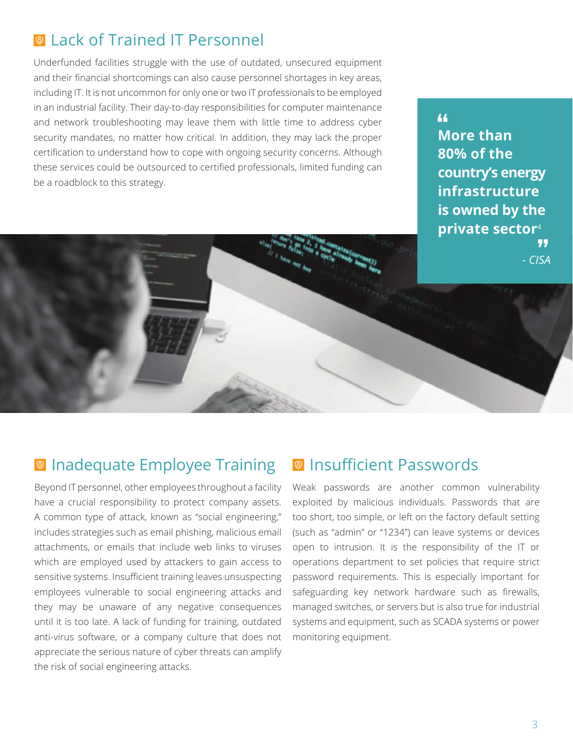## Lack of Trained IT Personnel

Underfunded facilities struggle with the use of outdated, unsecured equipment and their financial shortcomings can also cause personnel shortages in key areas, including IT. It is not uncommon for only one or two IT professionals to be employed in an industrial facility. Their day-to-day responsibilities for computer maintenance and network troubleshooting may leave them with little time to address cyber security mandates, no matter how critical. In addition, they may lack the proper certification to understand how to cope with ongoing security concerns. Although these services could be outsourced to certified professionals, limited funding can be a roadblock to this strategy.

> **More than 80% of the country's energy infrastructure is owned by the private sector**[4]
>
> *- CISA*

## Inadequate Employee Training

Beyond IT personnel, other employees throughout a facility have a crucial responsibility to protect company assets. A common type of attack, known as "social engineering," includes strategies such as email phishing, malicious email attachments, or emails that include web links to viruses which are employed used by attackers to gain access to sensitive systems. Insufficient training leaves unsuspecting employees vulnerable to social engineering attacks and they may be unaware of any negative consequences until it is too late. A lack of funding for training, outdated anti-virus software, or a company culture that does not appreciate the serious nature of cyber threats can amplify the risk of social engineering attacks.

## Insufficient Passwords

Weak passwords are another common vulnerability exploited by malicious individuals. Passwords that are too short, too simple, or left on the factory default setting (such as "admin" or "1234") can leave systems or devices open to intrusion. It is the responsibility of the IT or operations department to set policies that require strict password requirements. This is especially important for safeguarding key network hardware such as firewalls, managed switches, or servers but is also true for industrial systems and equipment, such as SCADA systems or power monitoring equipment.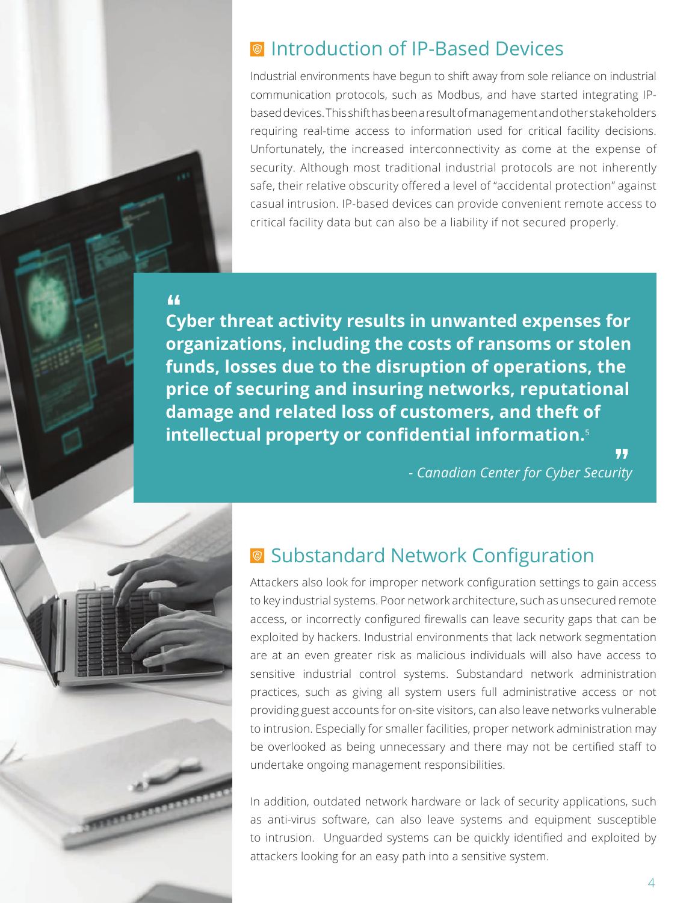## Introduction of IP-Based Devices

Industrial environments have begun to shift away from sole reliance on industrial communication protocols, such as Modbus, and have started integrating IP-based devices. This shift has been a result of management and other stakeholders requiring real-time access to information used for critical facility decisions. Unfortunately, the increased interconnectivity as come at the expense of security. Although most traditional industrial protocols are not inherently safe, their relative obscurity offered a level of "accidental protection" against casual intrusion. IP-based devices can provide convenient remote access to critical facility data but can also be a liability if not secured properly.

> **"Cyber threat activity results in unwanted expenses for organizations, including the costs of ransoms or stolen funds, losses due to the disruption of operations, the price of securing and insuring networks, reputational damage and related loss of customers, and theft of intellectual property or confidential information.[5]"**
>
> *- Canadian Center for Cyber Security*

## Substandard Network Configuration

Attackers also look for improper network configuration settings to gain access to key industrial systems. Poor network architecture, such as unsecured remote access, or incorrectly configured firewalls can leave security gaps that can be exploited by hackers. Industrial environments that lack network segmentation are at an even greater risk as malicious individuals will also have access to sensitive industrial control systems. Substandard network administration practices, such as giving all system users full administrative access or not providing guest accounts for on-site visitors, can also leave networks vulnerable to intrusion. Especially for smaller facilities, proper network administration may be overlooked as being unnecessary and there may not be certified staff to undertake ongoing management responsibilities.

In addition, outdated network hardware or lack of security applications, such as anti-virus software, can also leave systems and equipment susceptible to intrusion. Unguarded systems can be quickly identified and exploited by attackers looking for an easy path into a sensitive system.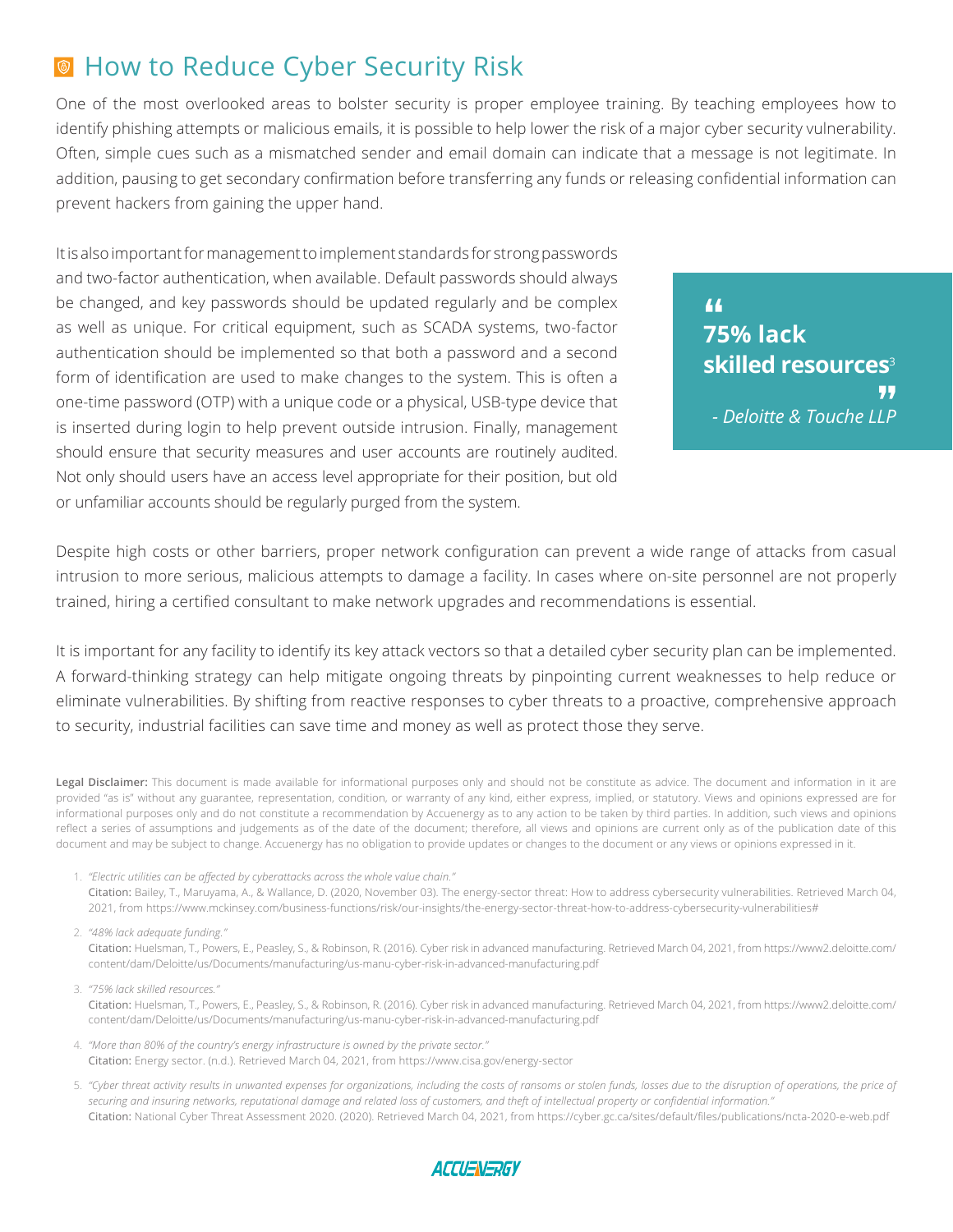## How to Reduce Cyber Security Risk

One of the most overlooked areas to bolster security is proper employee training. By teaching employees how to identify phishing attempts or malicious emails, it is possible to help lower the risk of a major cyber security vulnerability. Often, simple cues such as a mismatched sender and email domain can indicate that a message is not legitimate. In addition, pausing to get secondary confirmation before transferring any funds or releasing confidential information can prevent hackers from gaining the upper hand.

It is also important for management to implement standards for strong passwords and two-factor authentication, when available. Default passwords should always be changed, and key passwords should be updated regularly and be complex as well as unique. For critical equipment, such as SCADA systems, two-factor authentication should be implemented so that both a password and a second form of identification are used to make changes to the system. This is often a one-time password (OTP) with a unique code or a physical, USB-type device that is inserted during login to help prevent outside intrusion. Finally, management should ensure that security measures and user accounts are routinely audited. Not only should users have an access level appropriate for their position, but old or unfamiliar accounts should be regularly purged from the system.

> **"75% lack skilled resources[3]"**
>
> *- Deloitte & Touche LLP*

Despite high costs or other barriers, proper network configuration can prevent a wide range of attacks from casual intrusion to more serious, malicious attempts to damage a facility. In cases where on-site personnel are not properly trained, hiring a certified consultant to make network upgrades and recommendations is essential.

It is important for any facility to identify its key attack vectors so that a detailed cyber security plan can be implemented. A forward-thinking strategy can help mitigate ongoing threats by pinpointing current weaknesses to help reduce or eliminate vulnerabilities. By shifting from reactive responses to cyber threats to a proactive, comprehensive approach to security, industrial facilities can save time and money as well as protect those they serve.

**Legal Disclaimer:** This document is made available for informational purposes only and should not be constitute as advice. The document and information in it are provided "as is" without any guarantee, representation, condition, or warranty of any kind, either express, implied, or statutory. Views and opinions expressed are for informational purposes only and do not constitute a recommendation by Accuenergy as to any action to be taken by third parties. In addition, such views and opinions reflect a series of assumptions and judgements as of the date of the document; therefore, all views and opinions are current only as of the publication date of this document and may be subject to change. Accuenergy has no obligation to provide updates or changes to the document or any views or opinions expressed in it.

1. *"Electric utilities can be affected by cyberattacks across the whole value chain."*
   **Citation:** Bailey, T., Maruyama, A., & Wallance, D. (2020, November 03). The energy-sector threat: How to address cybersecurity vulnerabilities. Retrieved March 04, 2021, from https://www.mckinsey.com/business-functions/risk/our-insights/the-energy-sector-threat-how-to-address-cybersecurity-vulnerabilities#

2. *"48% lack adequate funding."*
   **Citation:** Huelsman, T., Powers, E., Peasley, S., & Robinson, R. (2016). Cyber risk in advanced manufacturing. Retrieved March 04, 2021, from https://www2.deloitte.com/content/dam/Deloitte/us/Documents/manufacturing/us-manu-cyber-risk-in-advanced-manufacturing.pdf

3. *"75% lack skilled resources."*
   **Citation:** Huelsman, T., Powers, E., Peasley, S., & Robinson, R. (2016). Cyber risk in advanced manufacturing. Retrieved March 04, 2021, from https://www2.deloitte.com/content/dam/Deloitte/us/Documents/manufacturing/us-manu-cyber-risk-in-advanced-manufacturing.pdf

4. *"More than 80% of the country's energy infrastructure is owned by the private sector."*
   **Citation:** Energy sector. (n.d.). Retrieved March 04, 2021, from https://www.cisa.gov/energy-sector

5. *"Cyber threat activity results in unwanted expenses for organizations, including the costs of ransoms or stolen funds, losses due to the disruption of operations, the price of securing and insuring networks, reputational damage and related loss of customers, and theft of intellectual property or confidential information."*
   **Citation:** National Cyber Threat Assessment 2020. (2020). Retrieved March 04, 2021, from https://cyber.gc.ca/sites/default/files/publications/ncta-2020-e-web.pdf

ACCUENERGY